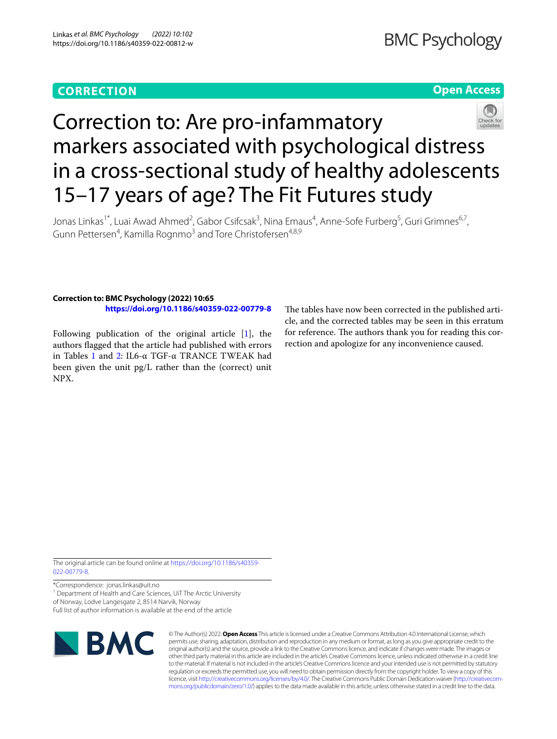**CORRECTION** **Open Access**

# Correction to: Are pro-infammatory markers associated with psychological distress in a cross-sectional study of healthy adolescents 15–17 years of age? The Fit Futures study

Jonas Linkas[1*], Luai Awad Ahmed[2], Gabor Csifcsak[3], Nina Emaus[4], Anne-Sofe Furberg[5], Guri Grimnes[6,7], Gunn Pettersen[4], Kamilla Rognmo[3] and Tore Christofersen[4,8,9]

**Correction to: BMC Psychology (2022) 10:65**
**https://doi.org/10.1186/s40359-022-00779-8**

Following publication of the original article [1], the authors flagged that the article had published with errors in Tables 1 and 2: IL6-α TGF-α TRANCE TWEAK had been given the unit pg/L rather than the (correct) unit NPX.

The tables have now been corrected in the published article, and the corrected tables may be seen in this erratum for reference. The authors thank you for reading this correction and apologize for any inconvenience caused.

The original article can be found online at https://doi.org/10.1186/s40359-022-00779-8.

*Correspondence: jonas.linkas@uit.no
[1] Department of Health and Care Sciences, UiT The Arctic University of Norway, Lodve Langesgate 2, 8514 Narvik, Norway
Full list of author information is available at the end of the article

© The Author(s) 2022. **Open Access** This article is licensed under a Creative Commons Attribution 4.0 International License, which permits use, sharing, adaptation, distribution and reproduction in any medium or format, as long as you give appropriate credit to the original author(s) and the source, provide a link to the Creative Commons licence, and indicate if changes were made. The images or other third party material in this article are included in the article's Creative Commons licence, unless indicated otherwise in a credit line to the material. If material is not included in the article's Creative Commons licence and your intended use is not permitted by statutory regulation or exceeds the permitted use, you will need to obtain permission directly from the copyright holder. To view a copy of this licence, visit http://creativecommons.org/licenses/by/4.0/. The Creative Commons Public Domain Dedication waiver (http://creativecommons.org/publicdomain/zero/1.0/) applies to the data made available in this article, unless otherwise stated in a credit line to the data.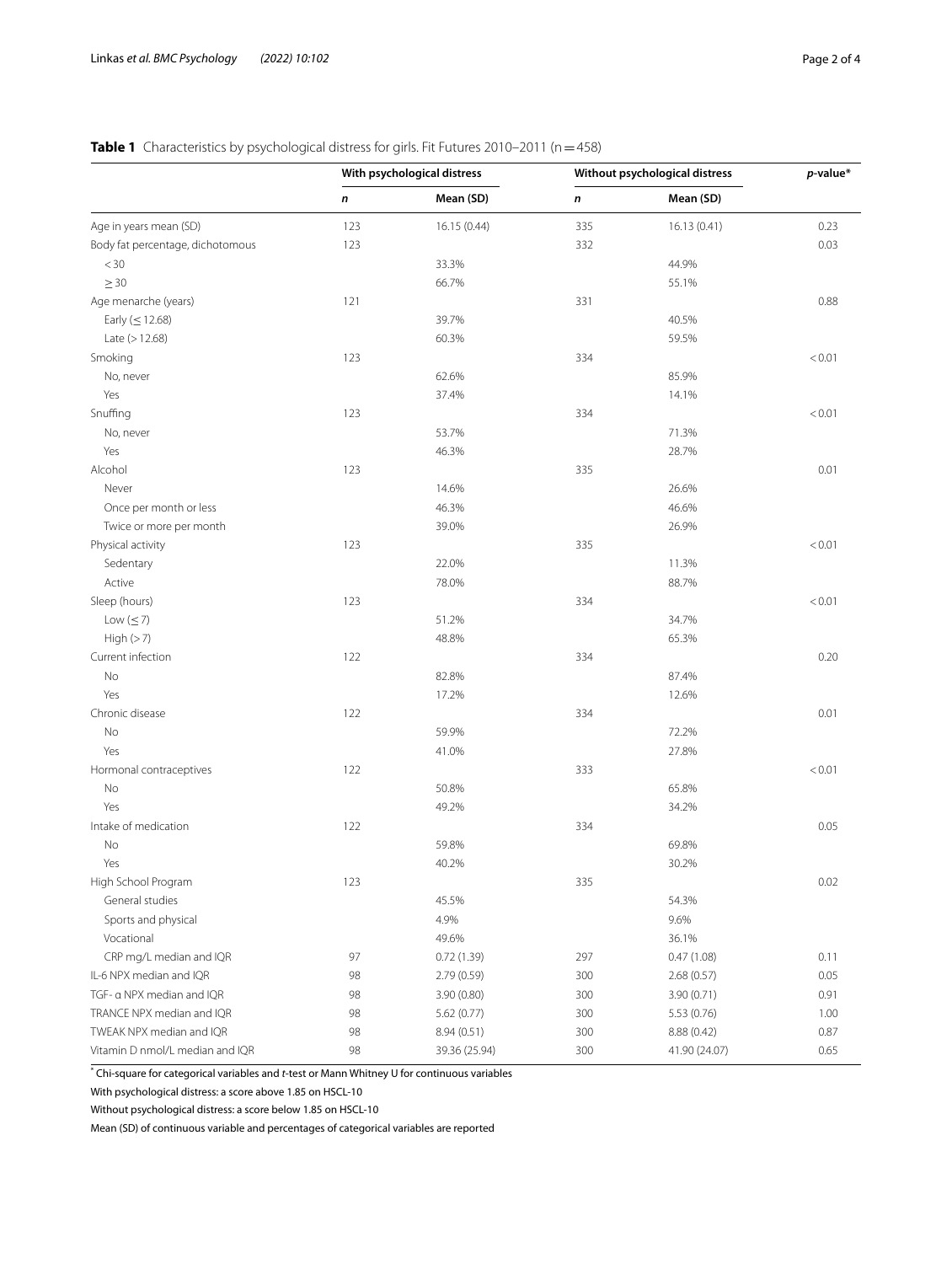**Table 1** Characteristics by psychological distress for girls. Fit Futures 2010–2011 (n = 458)

| | With psychological distress | | Without psychological distress | | *p*-value* |
|---|---|---|---|---|---|
| | ***n*** | **Mean (SD)** | ***n*** | **Mean (SD)** | |
| Age in years mean (SD) | 123 | 16.15 (0.44) | 335 | 16.13 (0.41) | 0.23 |
| Body fat percentage, dichotomous | 123 | | 332 | | 0.03 |
| < 30 | | 33.3% | | 44.9% | |
| ≥ 30 | | 66.7% | | 55.1% | |
| Age menarche (years) | 121 | | 331 | | 0.88 |
| Early (≤ 12.68) | | 39.7% | | 40.5% | |
| Late (> 12.68) | | 60.3% | | 59.5% | |
| Smoking | 123 | | 334 | | < 0.01 |
| No, never | | 62.6% | | 85.9% | |
| Yes | | 37.4% | | 14.1% | |
| Snuffing | 123 | | 334 | | < 0.01 |
| No, never | | 53.7% | | 71.3% | |
| Yes | | 46.3% | | 28.7% | |
| Alcohol | 123 | | 335 | | 0.01 |
| Never | | 14.6% | | 26.6% | |
| Once per month or less | | 46.3% | | 46.6% | |
| Twice or more per month | | 39.0% | | 26.9% | |
| Physical activity | 123 | | 335 | | < 0.01 |
| Sedentary | | 22.0% | | 11.3% | |
| Active | | 78.0% | | 88.7% | |
| Sleep (hours) | 123 | | 334 | | < 0.01 |
| Low (≤ 7) | | 51.2% | | 34.7% | |
| High (> 7) | | 48.8% | | 65.3% | |
| Current infection | 122 | | 334 | | 0.20 |
| No | | 82.8% | | 87.4% | |
| Yes | | 17.2% | | 12.6% | |
| Chronic disease | 122 | | 334 | | 0.01 |
| No | | 59.9% | | 72.2% | |
| Yes | | 41.0% | | 27.8% | |
| Hormonal contraceptives | 122 | | 333 | | < 0.01 |
| No | | 50.8% | | 65.8% | |
| Yes | | 49.2% | | 34.2% | |
| Intake of medication | 122 | | 334 | | 0.05 |
| No | | 59.8% | | 69.8% | |
| Yes | | 40.2% | | 30.2% | |
| High School Program | 123 | | 335 | | 0.02 |
| General studies | | 45.5% | | 54.3% | |
| Sports and physical | | 4.9% | | 9.6% | |
| Vocational | | 49.6% | | 36.1% | |
| CRP mg/L median and IQR | 97 | 0.72 (1.39) | 297 | 0.47 (1.08) | 0.11 |
| IL-6 NPX median and IQR | 98 | 2.79 (0.59) | 300 | 2.68 (0.57) | 0.05 |
| TGF- α NPX median and IQR | 98 | 3.90 (0.80) | 300 | 3.90 (0.71) | 0.91 |
| TRANCE NPX median and IQR | 98 | 5.62 (0.77) | 300 | 5.53 (0.76) | 1.00 |
| TWEAK NPX median and IQR | 98 | 8.94 (0.51) | 300 | 8.88 (0.42) | 0.87 |
| Vitamin D nmol/L median and IQR | 98 | 39.36 (25.94) | 300 | 41.90 (24.07) | 0.65 |

\* Chi-square for categorical variables and *t*-test or Mann Whitney U for continuous variables

With psychological distress: a score above 1.85 on HSCL-10

Without psychological distress: a score below 1.85 on HSCL-10

Mean (SD) of continuous variable and percentages of categorical variables are reported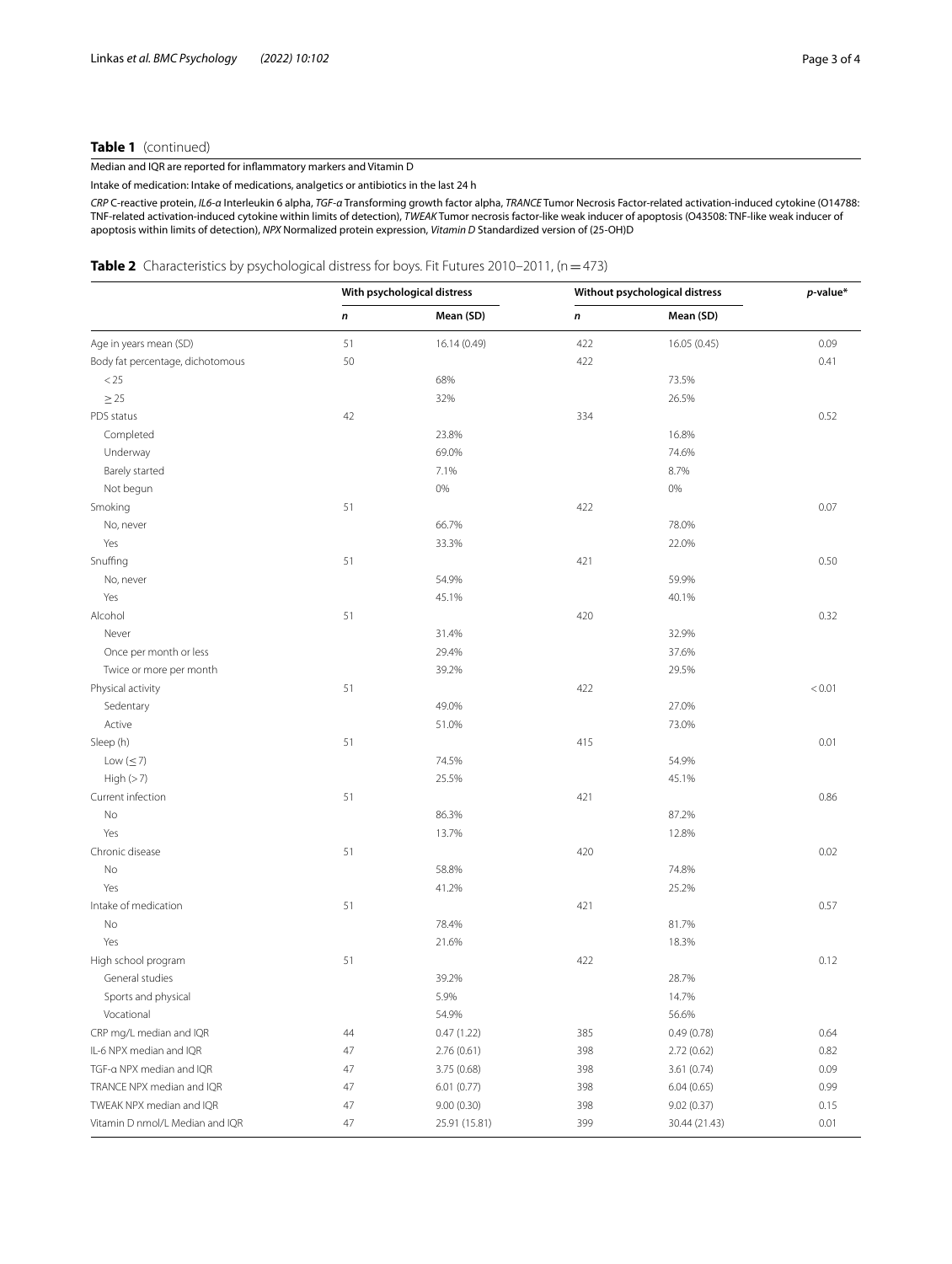**Table 1** (continued)

Median and IQR are reported for inflammatory markers and Vitamin D

Intake of medication: Intake of medications, analgetics or antibiotics in the last 24 h

*CRP* C-reactive protein, *IL6-a* Interleukin 6 alpha, *TGF-a* Transforming growth factor alpha, *TRANCE* Tumor Necrosis Factor-related activation-induced cytokine (O14788: TNF-related activation-induced cytokine within limits of detection), *TWEAK* Tumor necrosis factor-like weak inducer of apoptosis (O43508: TNF-like weak inducer of apoptosis within limits of detection), *NPX* Normalized protein expression, *Vitamin D* Standardized version of (25-OH)D

**Table 2** Characteristics by psychological distress for boys. Fit Futures 2010–2011, (n = 473)

| | With psychological distress | | Without psychological distress | | *p*-value* |
|---|---|---|---|---|---|
| | *n* | Mean (SD) | *n* | Mean (SD) | |
| Age in years mean (SD) | 51 | 16.14 (0.49) | 422 | 16.05 (0.45) | 0.09 |
| Body fat percentage, dichotomous | 50 | | 422 | | 0.41 |
| < 25 | | 68% | | 73.5% | |
| ≥ 25 | | 32% | | 26.5% | |
| PDS status | 42 | | 334 | | 0.52 |
| Completed | | 23.8% | | 16.8% | |
| Underway | | 69.0% | | 74.6% | |
| Barely started | | 7.1% | | 8.7% | |
| Not begun | | 0% | | 0% | |
| Smoking | 51 | | 422 | | 0.07 |
| No, never | | 66.7% | | 78.0% | |
| Yes | | 33.3% | | 22.0% | |
| Snuffing | 51 | | 421 | | 0.50 |
| No, never | | 54.9% | | 59.9% | |
| Yes | | 45.1% | | 40.1% | |
| Alcohol | 51 | | 420 | | 0.32 |
| Never | | 31.4% | | 32.9% | |
| Once per month or less | | 29.4% | | 37.6% | |
| Twice or more per month | | 39.2% | | 29.5% | |
| Physical activity | 51 | | 422 | | < 0.01 |
| Sedentary | | 49.0% | | 27.0% | |
| Active | | 51.0% | | 73.0% | |
| Sleep (h) | 51 | | 415 | | 0.01 |
| Low (≤ 7) | | 74.5% | | 54.9% | |
| High (> 7) | | 25.5% | | 45.1% | |
| Current infection | 51 | | 421 | | 0.86 |
| No | | 86.3% | | 87.2% | |
| Yes | | 13.7% | | 12.8% | |
| Chronic disease | 51 | | 420 | | 0.02 |
| No | | 58.8% | | 74.8% | |
| Yes | | 41.2% | | 25.2% | |
| Intake of medication | 51 | | 421 | | 0.57 |
| No | | 78.4% | | 81.7% | |
| Yes | | 21.6% | | 18.3% | |
| High school program | 51 | | 422 | | 0.12 |
| General studies | | 39.2% | | 28.7% | |
| Sports and physical | | 5.9% | | 14.7% | |
| Vocational | | 54.9% | | 56.6% | |
| CRP mg/L median and IQR | 44 | 0.47 (1.22) | 385 | 0.49 (0.78) | 0.64 |
| IL-6 NPX median and IQR | 47 | 2.76 (0.61) | 398 | 2.72 (0.62) | 0.82 |
| TGF-α NPX median and IQR | 47 | 3.75 (0.68) | 398 | 3.61 (0.74) | 0.09 |
| TRANCE NPX median and IQR | 47 | 6.01 (0.77) | 398 | 6.04 (0.65) | 0.99 |
| TWEAK NPX median and IQR | 47 | 9.00 (0.30) | 398 | 9.02 (0.37) | 0.15 |
| Vitamin D nmol/L Median and IQR | 47 | 25.91 (15.81) | 399 | 30.44 (21.43) | 0.01 |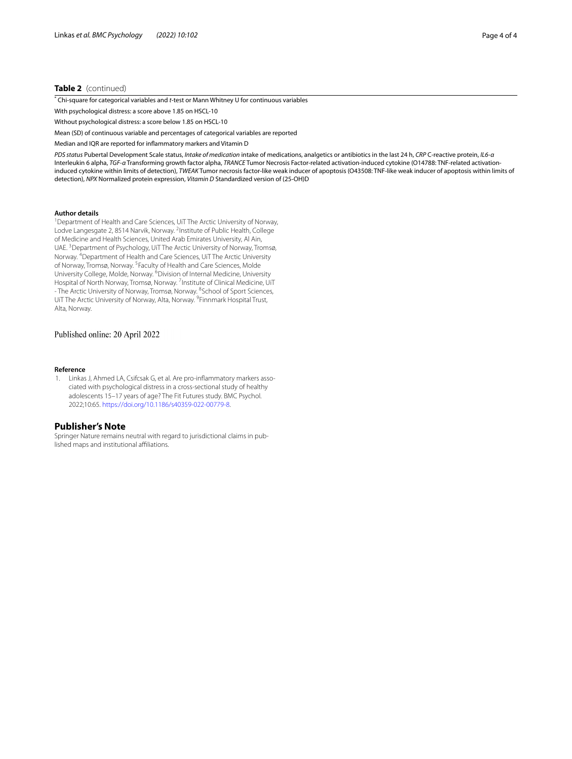**Table 2** (continued)

[*] Chi-square for categorical variables and *t*-test or Mann Whitney U for continuous variables

With psychological distress: a score above 1.85 on HSCL-10

Without psychological distress: a score below 1.85 on HSCL-10

Mean (SD) of continuous variable and percentages of categorical variables are reported

Median and IQR are reported for inflammatory markers and Vitamin D

*PDS status* Pubertal Development Scale status, *Intake of medication* intake of medications, analgetics or antibiotics in the last 24 h, *CRP* C-reactive protein, *IL6-α* Interleukin 6 alpha, *TGF-α* Transforming growth factor alpha, *TRANCE* Tumor Necrosis Factor-related activation-induced cytokine (O14788: TNF-related activation-induced cytokine within limits of detection), *TWEAK* Tumor necrosis factor-like weak inducer of apoptosis (O43508: TNF-like weak inducer of apoptosis within limits of detection), *NPX* Normalized protein expression, *Vitamin D* Standardized version of (25-OH)D

**Author details**

[1]Department of Health and Care Sciences, UiT The Arctic University of Norway, Lodve Langesgate 2, 8514 Narvik, Norway. [2]Institute of Public Health, College of Medicine and Health Sciences, United Arab Emirates University, Al Ain, UAE. [3]Department of Psychology, UiT The Arctic University of Norway, Tromsø, Norway. [4]Department of Health and Care Sciences, UiT The Arctic University of Norway, Tromsø, Norway. [5]Faculty of Health and Care Sciences, Molde University College, Molde, Norway. [6]Division of Internal Medicine, University Hospital of North Norway, Tromsø, Norway. [7]Institute of Clinical Medicine, UiT - The Arctic University of Norway, Tromsø, Norway. [8]School of Sport Sciences, UiT The Arctic University of Norway, Alta, Norway. [9]Finnmark Hospital Trust, Alta, Norway.

Published online: 20 April 2022

**Reference**

1. Linkas J, Ahmed LA, Csifcsak G, et al. Are pro-inflammatory markers associated with psychological distress in a cross-sectional study of healthy adolescents 15–17 years of age? The Fit Futures study. BMC Psychol. 2022;10:65. https://doi.org/10.1186/s40359-022-00779-8.

## Publisher's Note

Springer Nature remains neutral with regard to jurisdictional claims in published maps and institutional affiliations.